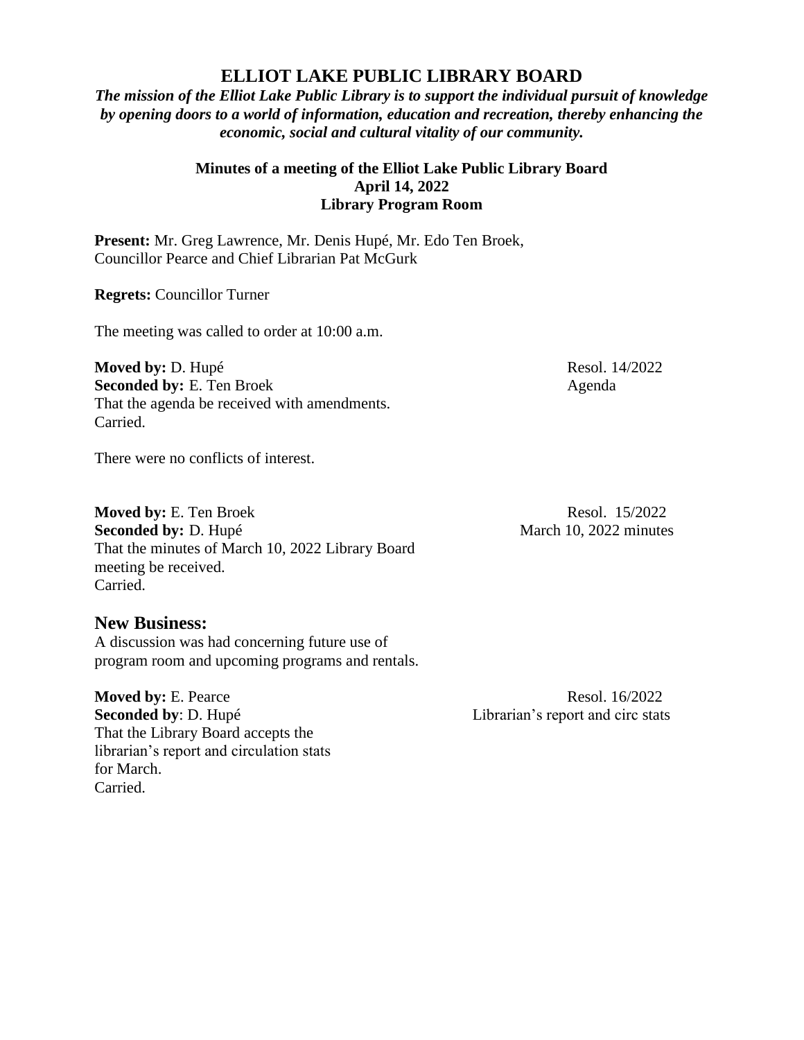# ELLIOT LAKE PUBLIC LIBRARY BOARD

***The mission of the Elliot Lake Public Library is to support the individual pursuit of knowledge by opening doors to a world of information, education and recreation, thereby enhancing the economic, social and cultural vitality of our community.***

**Minutes of a meeting of the Elliot Lake Public Library Board**
**April 14, 2022**
**Library Program Room**

**Present:** Mr. Greg Lawrence, Mr. Denis Hupé, Mr. Edo Ten Broek, Councillor Pearce and Chief Librarian Pat McGurk

**Regrets:** Councillor Turner

The meeting was called to order at 10:00 a.m.

**Moved by:** D. Hupé
**Seconded by:** E. Ten Broek
That the agenda be received with amendments.
Carried.

Resol. 14/2022
Agenda

There were no conflicts of interest.

**Moved by:** E. Ten Broek
**Seconded by:** D. Hupé
That the minutes of March 10, 2022 Library Board meeting be received.
Carried.

Resol. 15/2022
March 10, 2022 minutes

## New Business:

A discussion was had concerning future use of program room and upcoming programs and rentals.

**Moved by:** E. Pearce
**Seconded by**: D. Hupé
That the Library Board accepts the librarian's report and circulation stats for March.
Carried.

Resol. 16/2022
Librarian's report and circ stats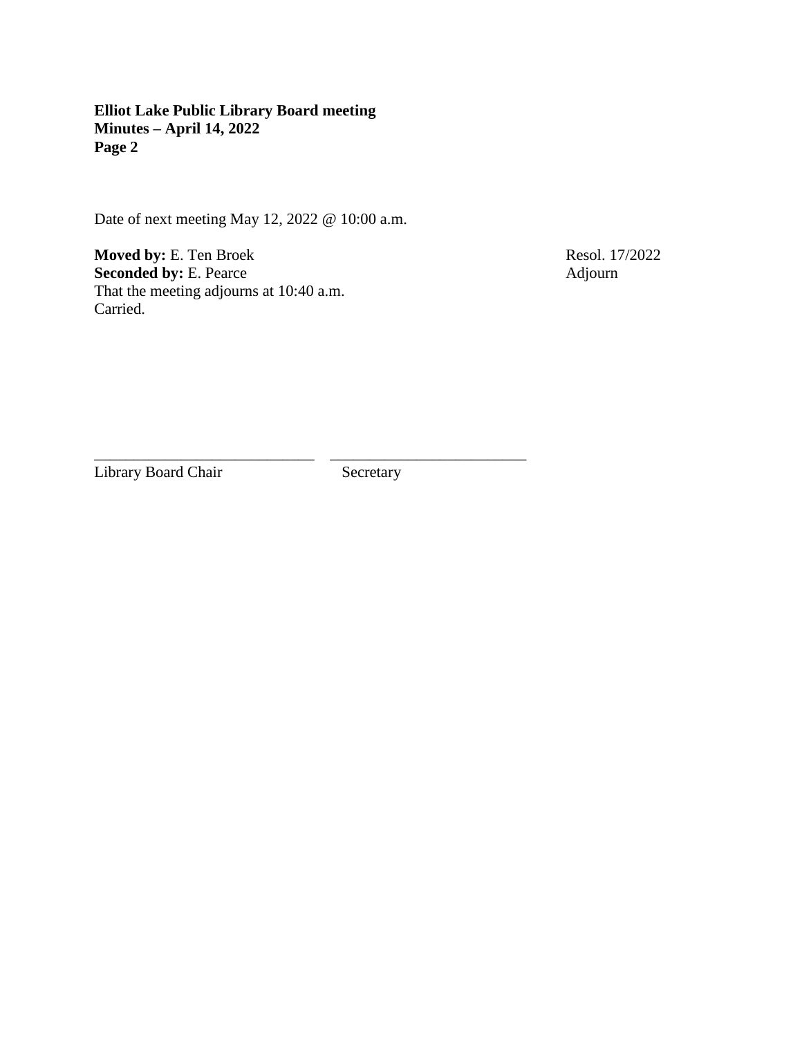Date of next meeting May 12, 2022 @ 10:00 a.m.

**Moved by:** E. Ten Broek
**Seconded by:** E. Pearce
That the meeting adjourns at 10:40 a.m.
Carried.

Resol. 17/2022
Adjourn

_____________________________ _________________________

Library Board Chair Secretary